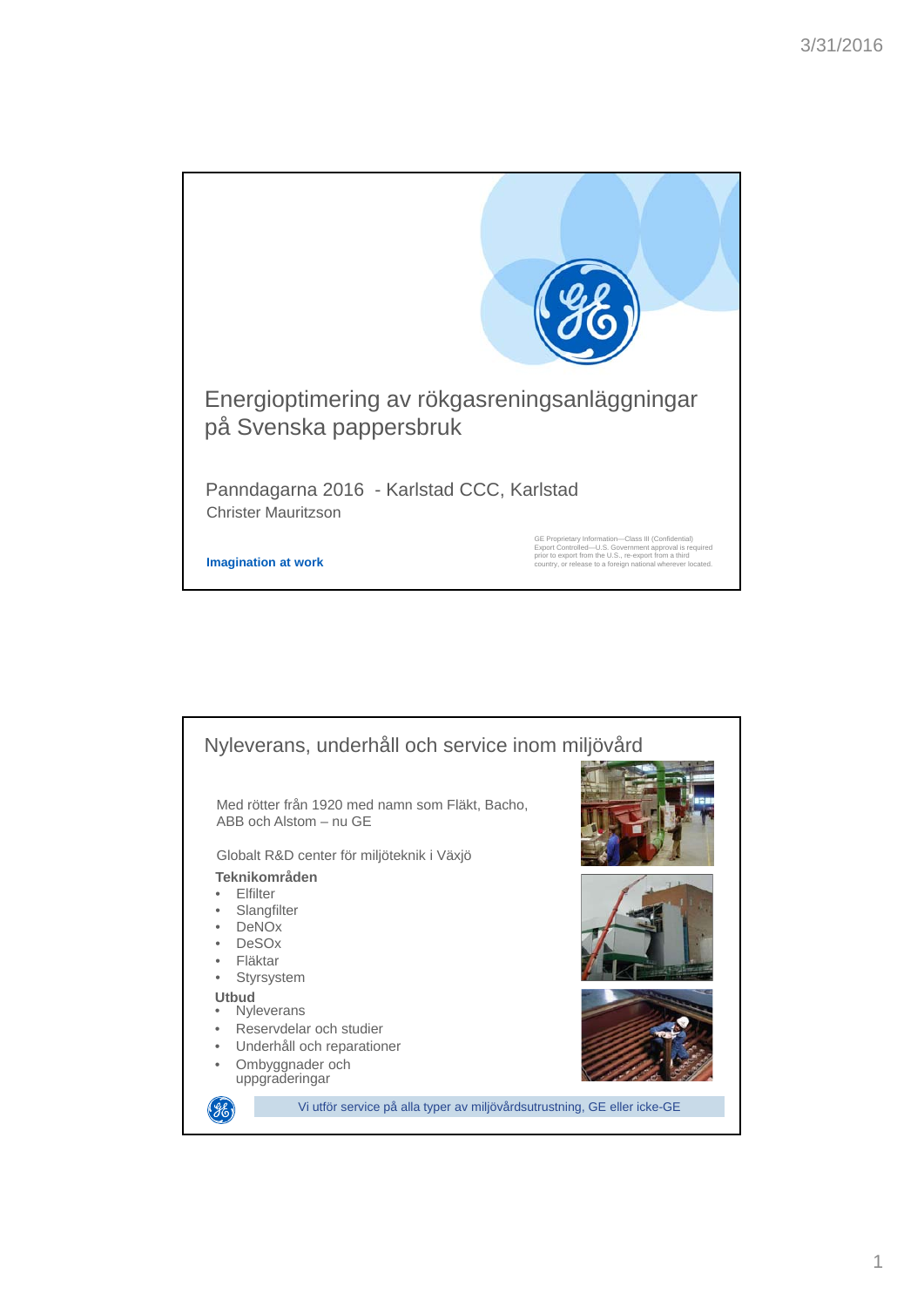# Energioptimering av rökgasreningsanläggningar på Svenska pappersbruk

Panndagarna 2016 - Karlstad CCC, Karlstad

Christer Mauritzson

GE Proprietary Information—Class III (Confidential)
Export Controlled—U.S. Government approval is required prior to export from the U.S., re-export from a third country, or release to a foreign national wherever located.

**Imagination at work**

## Nyleverans, underhåll och service inom miljövård

Med rötter från 1920 med namn som Fläkt, Bacho, ABB och Alstom – nu GE

Globalt R&D center för miljöteknik i Växjö

**Teknikområden**

- Elfilter
- Slangfilter
- DeNOx
- DeSOx
- Fläktar
- Styrsystem

**Utbud**

- Nyleverans
- Reservdelar och studier
- Underhåll och reparationer
- Ombyggnader och uppgraderingar

Vi utför service på alla typer av miljövårdsutrustning, GE eller icke-GE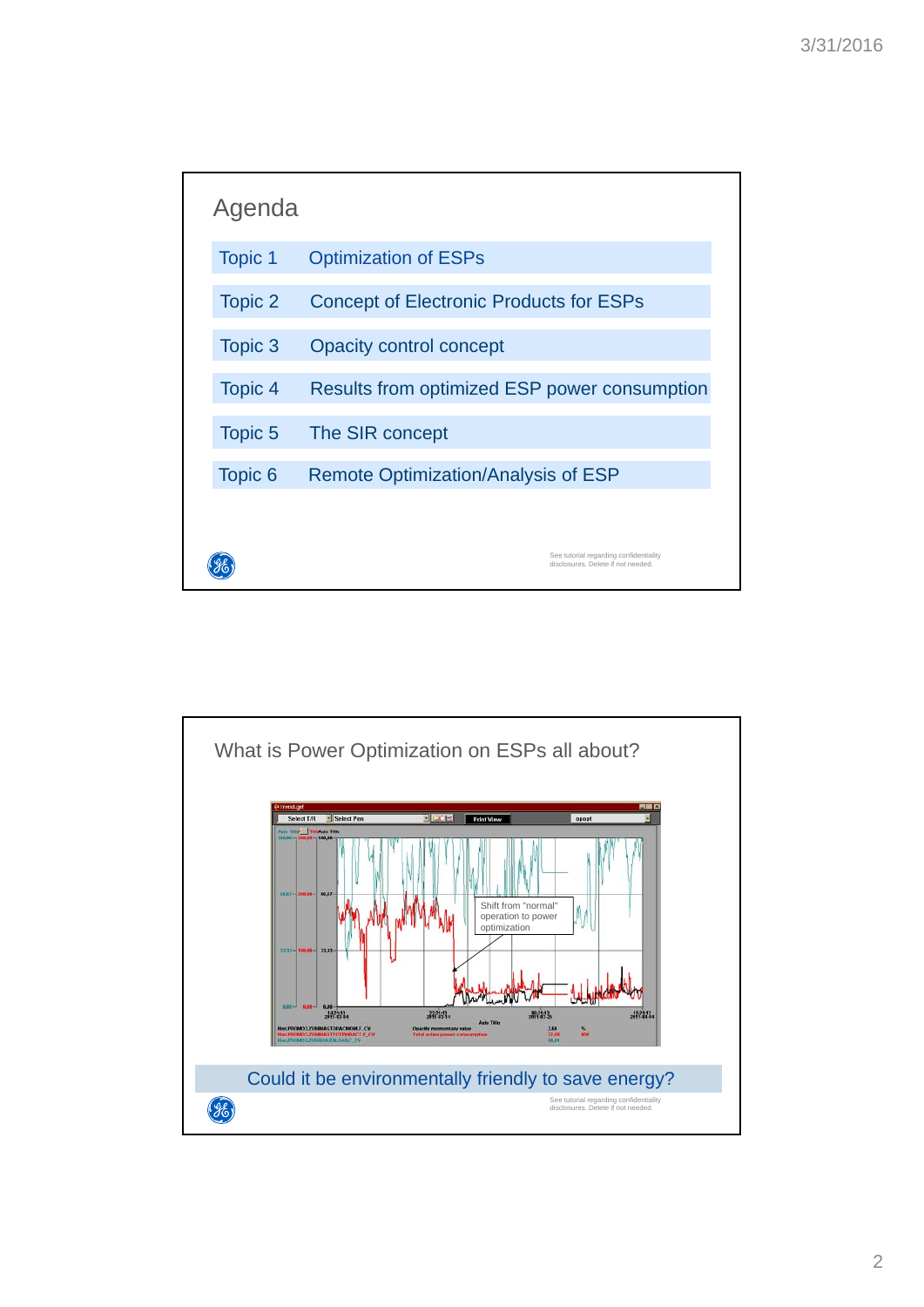## Agenda

| | |
|---|---|
| Topic 1 | Optimization of ESPs |
| Topic 2 | Concept of Electronic Products for ESPs |
| Topic 3 | Opacity control concept |
| Topic 4 | Results from optimized ESP power consumption |
| Topic 5 | The SIR concept |
| Topic 6 | Remote Optimization/Analysis of ESP |

See tutorial regarding confidentiality disclosures. Delete if not needed.

## What is Power Optimization on ESPs all about?

Shift from "normal" operation to power optimization

Could it be environmentally friendly to save energy?

See tutorial regarding confidentiality disclosures. Delete if not needed.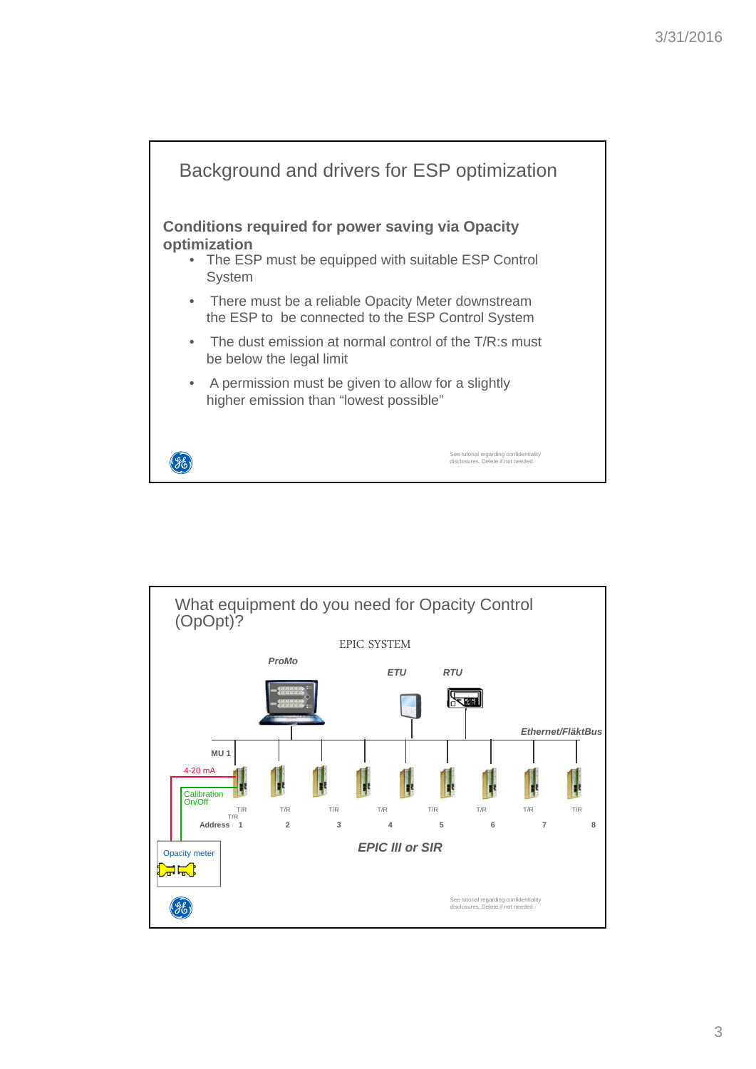## Background and drivers for ESP optimization

**Conditions required for power saving via Opacity optimization**

- The ESP must be equipped with suitable ESP Control System
- There must be a reliable Opacity Meter downstream the ESP to be connected to the ESP Control System
- The dust emission at normal control of the T/R:s must be below the legal limit
- A permission must be given to allow for a slightly higher emission than "lowest possible"

See tutorial regarding confidentiality disclosures. Delete if not needed.

## What equipment do you need for Opacity Control (OpOpt)?

EPIC SYSTEM

*ProMo*

*ETU*

*RTU*

*Ethernet/FläktBus*

MU 1

4-20 mA

Calibration On/Off

T/R T/R T/R T/R T/R T/R T/R T/R T/R

Address 1 2 3 4 5 6 7 8

Opacity meter

*EPIC III or SIR*

See tutorial regarding confidentiality disclosures. Delete if not needed.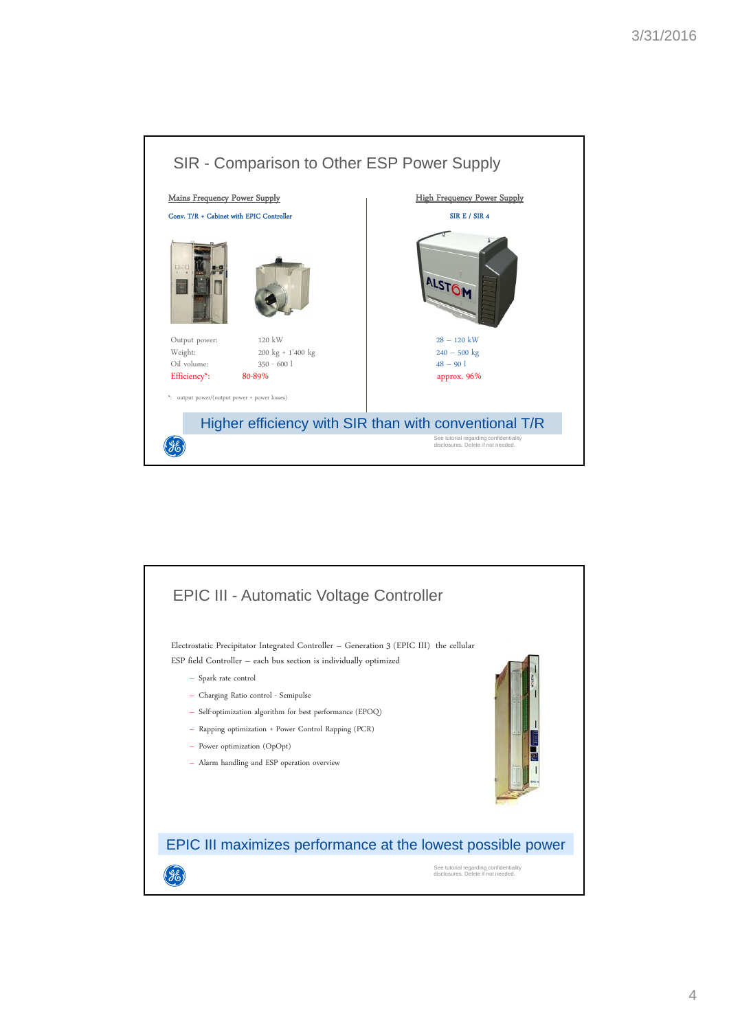## SIR - Comparison to Other ESP Power Supply

| Mains Frequency Power Supply | | High Frequency Power Supply |
|---|---|---|
| Conv. T/R + Cabinet with EPIC Controller | | SIR E / SIR 4 |
| Output power: | 120 kW | 28 – 120 kW |
| Weight: | 200 kg + 1'400 kg | 240 – 500 kg |
| Oil volume: | 350 - 600 l | 48 – 90 l |
| Efficiency*: | 80-89% | approx. 96% |

*: output power/(output power + power losses)

**Higher efficiency with SIR than with conventional T/R**

See tutorial regarding confidentiality disclosures. Delete if not needed.

## EPIC III - Automatic Voltage Controller

Electrostatic Precipitator Integrated Controller – Generation 3 (EPIC III) the cellular ESP field Controller – each bus section is individually optimized

- Spark rate control
- Charging Ratio control - Semipulse
- Self-optimization algorithm for best performance (EPOQ)
- Rapping optimization + Power Control Rapping (PCR)
- Power optimization (OpOpt)
- Alarm handling and ESP operation overview

**EPIC III maximizes performance at the lowest possible power**

See tutorial regarding confidentiality disclosures. Delete if not needed.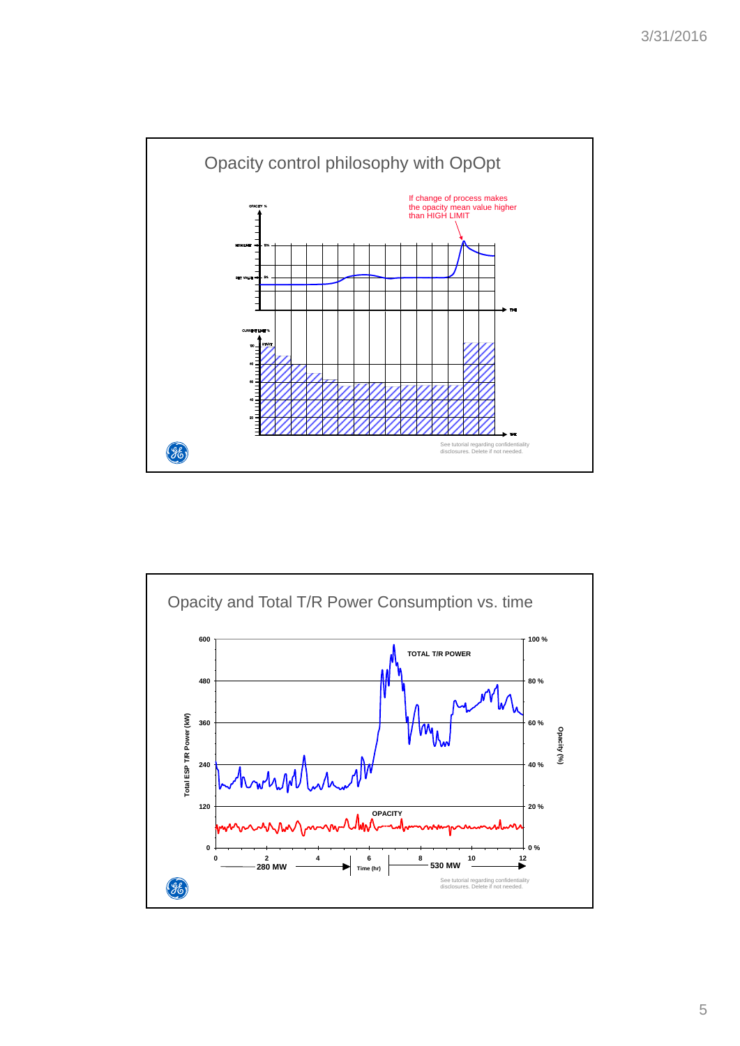## Opacity control philosophy with OpOpt

If change of process makes the opacity mean value higher than HIGH LIMIT

See tutorial regarding confidentiality disclosures. Delete if not needed.

## Opacity and Total T/R Power Consumption vs. time

TOTAL T/R POWER

OPACITY

Total ESP T/R Power (kW)

Opacity (%)

Time (hr)

280 MW

530 MW

See tutorial regarding confidentiality disclosures. Delete if not needed.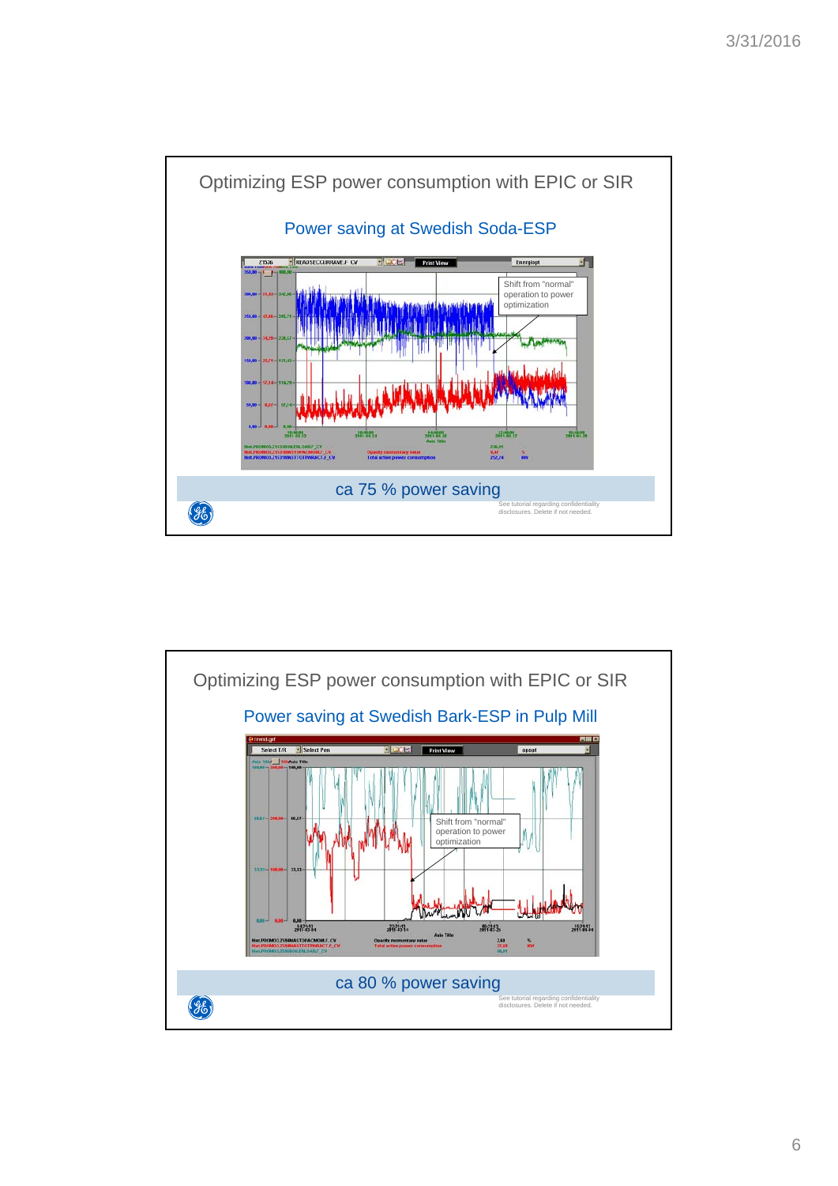## Optimizing ESP power consumption with EPIC or SIR

### Power saving at Swedish Soda-ESP

Shift from "normal" operation to power optimization

ca 75 % power saving

See tutorial regarding confidentiality disclosures. Delete if not needed.

## Optimizing ESP power consumption with EPIC or SIR

### Power saving at Swedish Bark-ESP in Pulp Mill

Shift from "normal" operation to power optimization

ca 80 % power saving

See tutorial regarding confidentiality disclosures. Delete if not needed.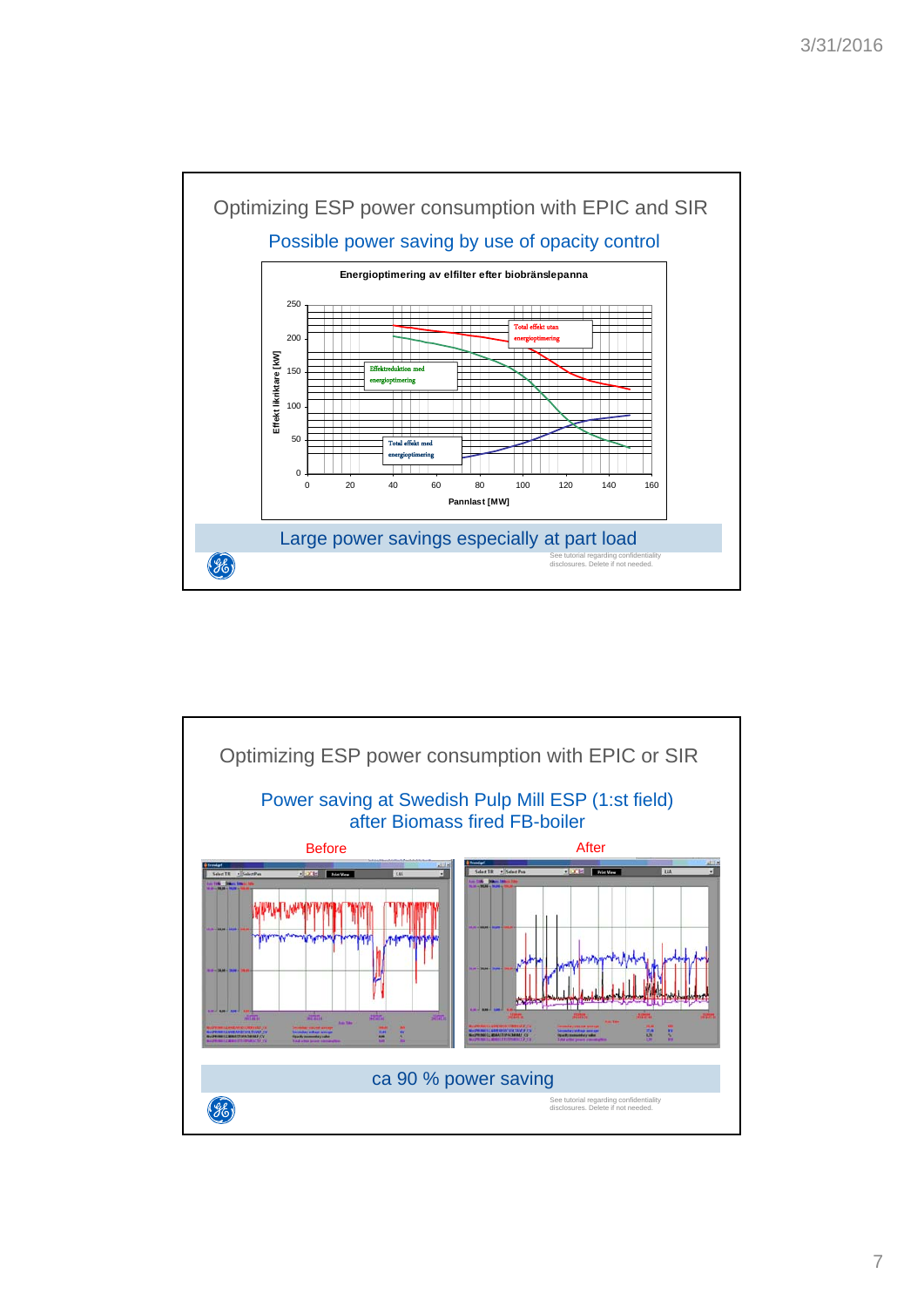## Optimizing ESP power consumption with EPIC and SIR

### Possible power saving by use of opacity control

**Energioptimering av elfilter efter biobränslepanna**

Effekt likriktare [kW]

Pannlast [MW]

Total effekt utan energioptimering

Effektreduktion med energioptimering

Total effekt med energioptimering

Large power savings especially at part load

See tutorial regarding confidentiality disclosures. Delete if not needed.

## Optimizing ESP power consumption with EPIC or SIR

### Power saving at Swedish Pulp Mill ESP (1:st field) after Biomass fired FB-boiler

Before

After

ca 90 % power saving

See tutorial regarding confidentiality disclosures. Delete if not needed.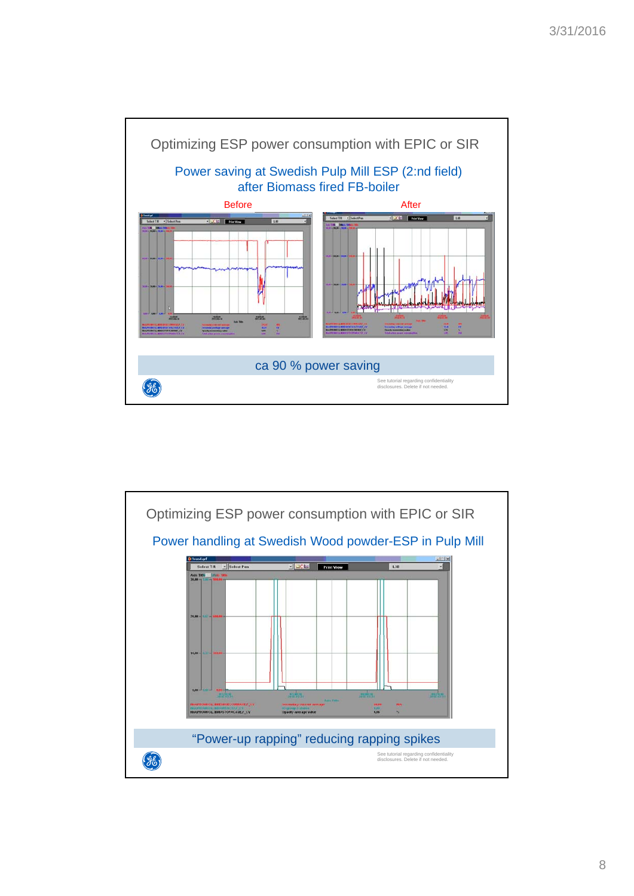## Optimizing ESP power consumption with EPIC or SIR

### Power saving at Swedish Pulp Mill ESP (2:nd field) after Biomass fired FB-boiler

Before

After

ca 90 % power saving

See tutorial regarding confidentiality disclosures. Delete if not needed.

## Optimizing ESP power consumption with EPIC or SIR

### Power handling at Swedish Wood powder-ESP in Pulp Mill

"Power-up rapping" reducing rapping spikes

See tutorial regarding confidentiality disclosures. Delete if not needed.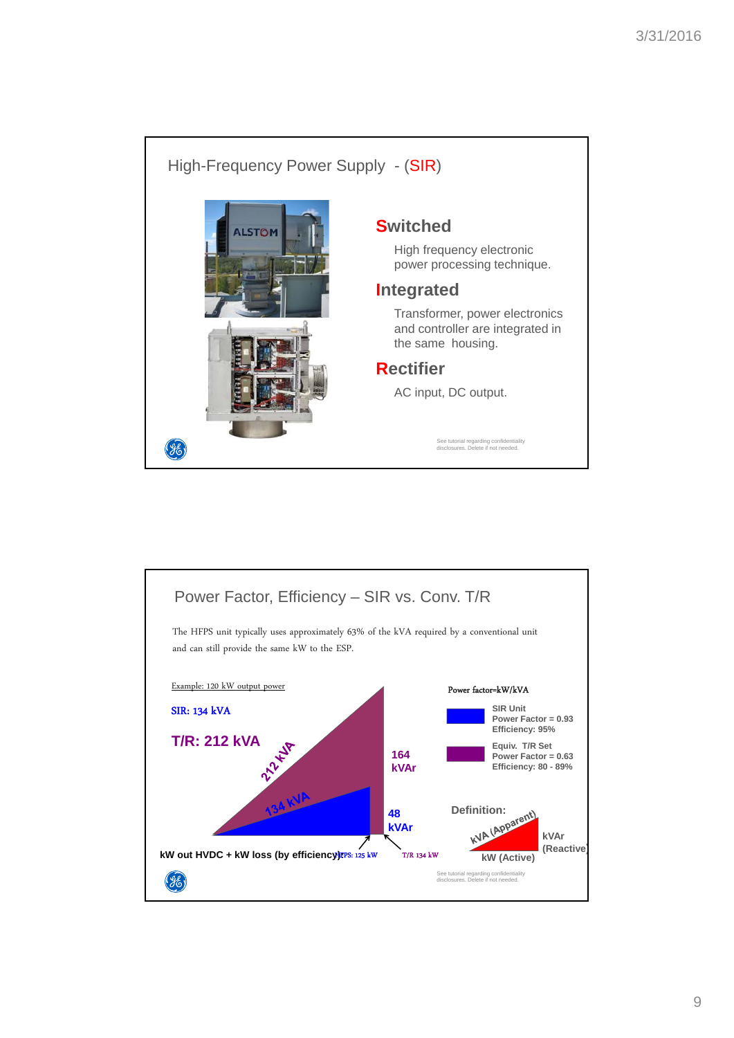## High-Frequency Power Supply - (SIR)

**Switched**

High frequency electronic power processing technique.

**Integrated**

Transformer, power electronics and controller are integrated in the same housing.

**Rectifier**

AC input, DC output.

See tutorial regarding confidentiality disclosures. Delete if not needed.

## Power Factor, Efficiency – SIR vs. Conv. T/R

The HFPS unit typically uses approximately 63% of the kVA required by a conventional unit and can still provide the same kW to the ESP.

Example: 120 kW output power

SIR: 134 kVA

**T/R: 212 kVA**

212 kVA

164 kVAr

134 kVA

48 kVAr

kW out HVDC + kW loss (by efficiency)

HFPS: 125 kW

T/R 134 kW

Power factor=kW/kVA

SIR Unit
Power Factor = 0.93
Efficiency: 95%

Equiv. T/R Set
Power Factor = 0.63
Efficiency: 80 - 89%

Definition:

kVA (Apparent)

kVAr (Reactive)

kW (Active)

See tutorial regarding confidentiality disclosures. Delete if not needed.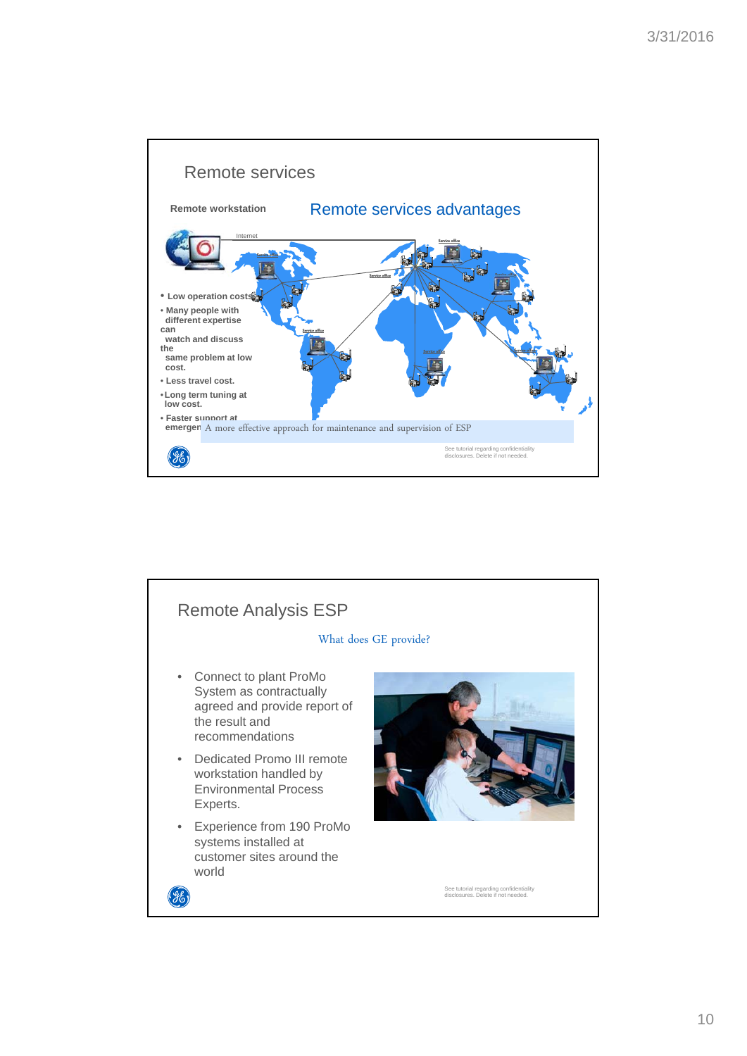## Remote services

**Remote workstation**

### Remote services advantages

Internet

- **Low operation cost.**
- **Many people with different expertise can watch and discuss the same problem at low cost.**
- **Less travel cost.**
- **Long term tuning at low cost.**
- **Faster support at emergen**

A more effective approach for maintenance and supervision of ESP

See tutorial regarding confidentiality disclosures. Delete if not needed.

## Remote Analysis ESP

What does GE provide?

- Connect to plant ProMo System as contractually agreed and provide report of the result and recommendations
- Dedicated Promo III remote workstation handled by Environmental Process Experts.
- Experience from 190 ProMo systems installed at customer sites around the world

See tutorial regarding confidentiality disclosures. Delete if not needed.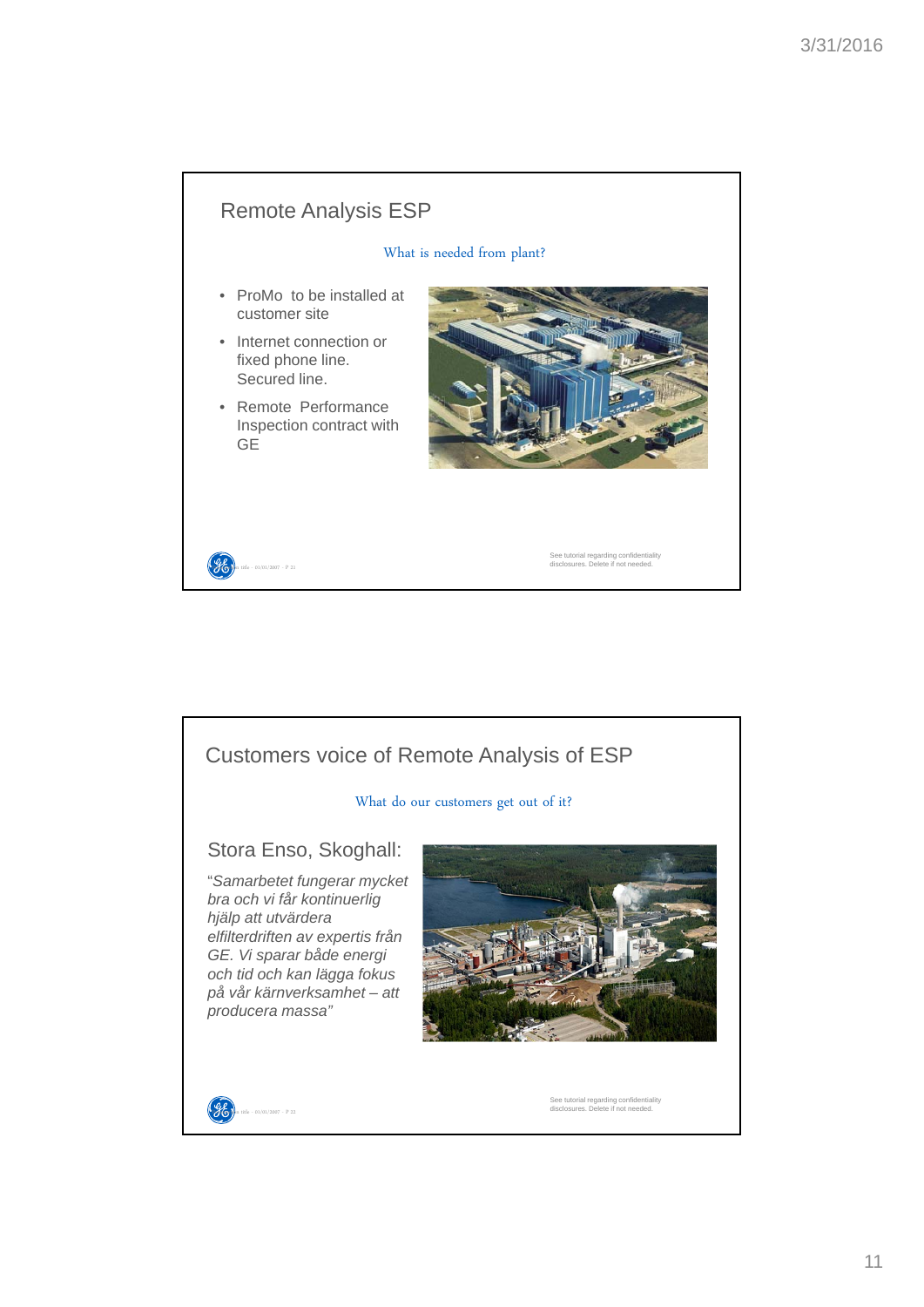## Remote Analysis ESP

What is needed from plant?

- ProMo to be installed at customer site
- Internet connection or fixed phone line. Secured line.
- Remote Performance Inspection contract with GE

See tutorial regarding confidentiality disclosures. Delete if not needed.

## Customers voice of Remote Analysis of ESP

What do our customers get out of it?

### Stora Enso, Skoghall:

"*Samarbetet fungerar mycket bra och vi får kontinuerlig hjälp att utvärdera elfilterdriften av expertis från GE. Vi sparar både energi och tid och kan lägga fokus på vår kärnverksamhet – att producera massa*"

See tutorial regarding confidentiality disclosures. Delete if not needed.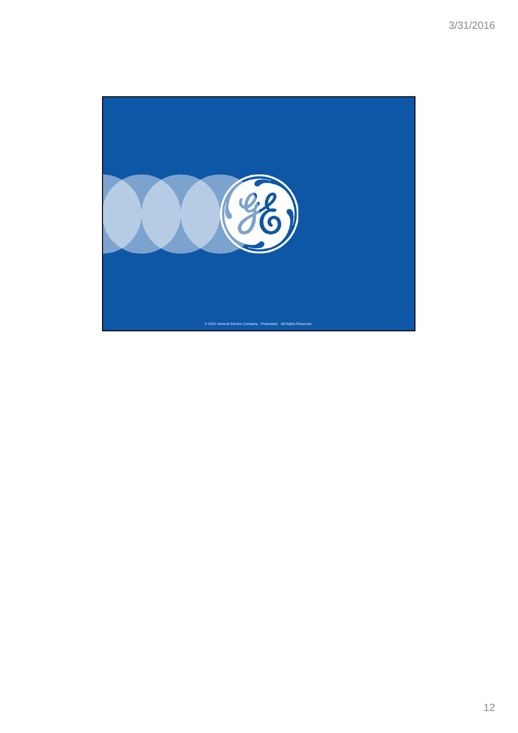© 2015 General Electric Company. Proprietary. All Rights Reserved.